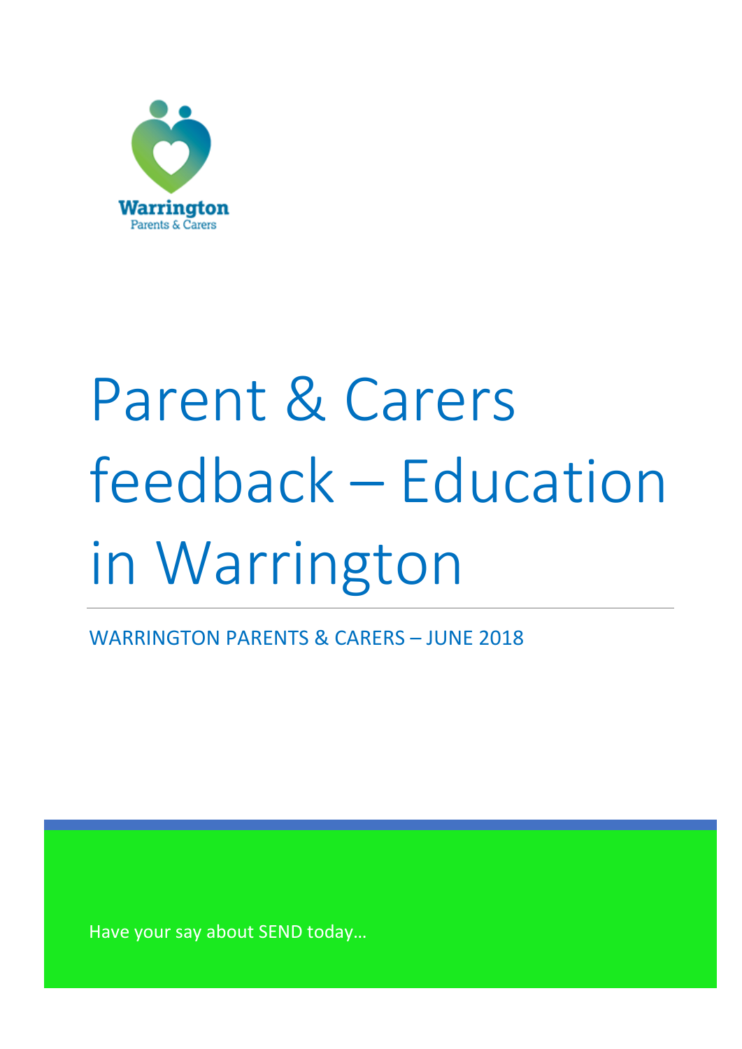Warrington
Parents & Carers

# Parent & Carers feedback – Education in Warrington

WARRINGTON PARENTS & CARERS – JUNE 2018

Have your say about SEND today…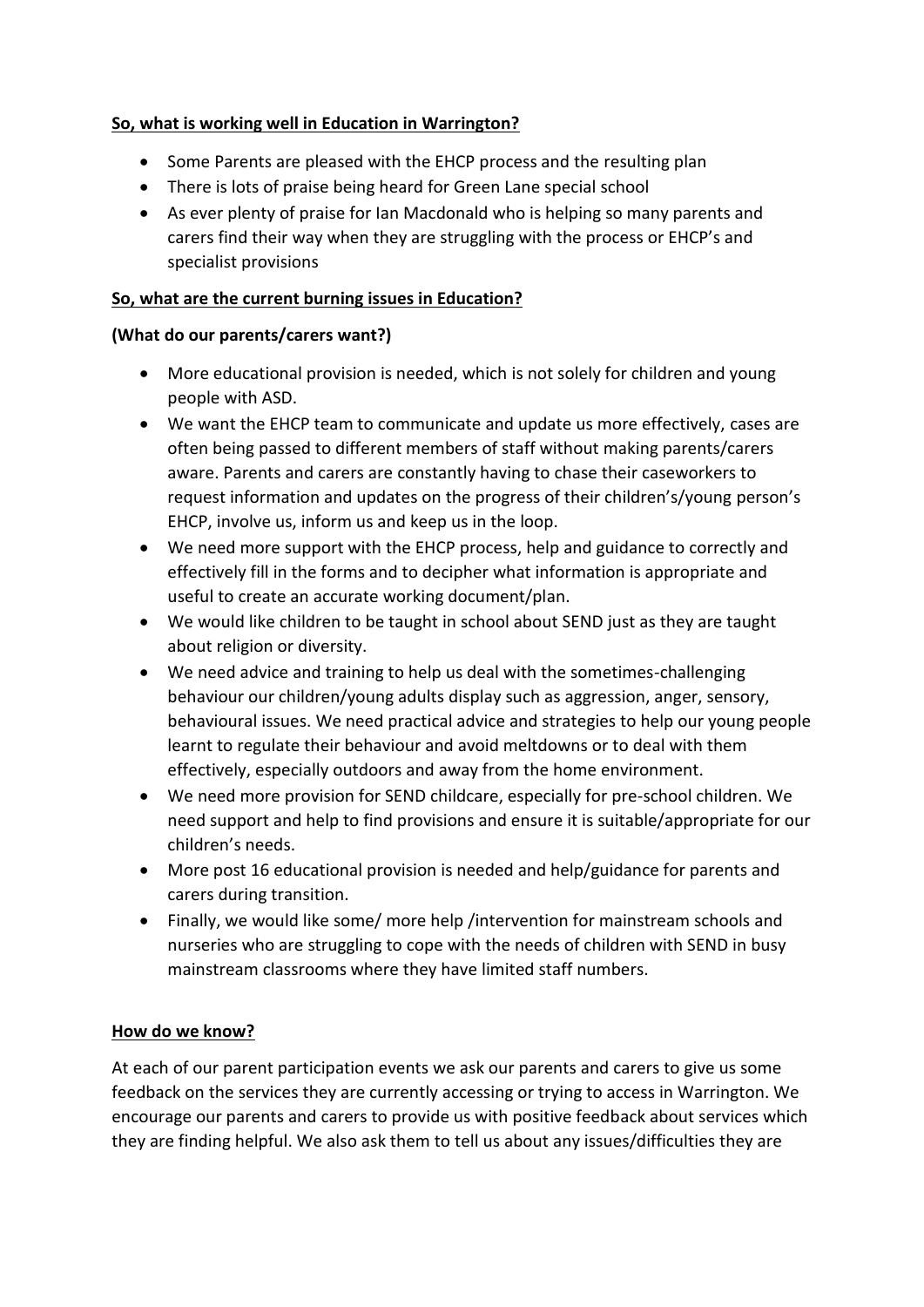**So, what is working well in Education in Warrington?**

- Some Parents are pleased with the EHCP process and the resulting plan
- There is lots of praise being heard for Green Lane special school
- As ever plenty of praise for Ian Macdonald who is helping so many parents and carers find their way when they are struggling with the process or EHCP's and specialist provisions

**So, what are the current burning issues in Education?**

**(What do our parents/carers want?)**

- More educational provision is needed, which is not solely for children and young people with ASD.
- We want the EHCP team to communicate and update us more effectively, cases are often being passed to different members of staff without making parents/carers aware. Parents and carers are constantly having to chase their caseworkers to request information and updates on the progress of their children's/young person's EHCP, involve us, inform us and keep us in the loop.
- We need more support with the EHCP process, help and guidance to correctly and effectively fill in the forms and to decipher what information is appropriate and useful to create an accurate working document/plan.
- We would like children to be taught in school about SEND just as they are taught about religion or diversity.
- We need advice and training to help us deal with the sometimes-challenging behaviour our children/young adults display such as aggression, anger, sensory, behavioural issues. We need practical advice and strategies to help our young people learnt to regulate their behaviour and avoid meltdowns or to deal with them effectively, especially outdoors and away from the home environment.
- We need more provision for SEND childcare, especially for pre-school children. We need support and help to find provisions and ensure it is suitable/appropriate for our children's needs.
- More post 16 educational provision is needed and help/guidance for parents and carers during transition.
- Finally, we would like some/ more help /intervention for mainstream schools and nurseries who are struggling to cope with the needs of children with SEND in busy mainstream classrooms where they have limited staff numbers.

**How do we know?**

At each of our parent participation events we ask our parents and carers to give us some feedback on the services they are currently accessing or trying to access in Warrington. We encourage our parents and carers to provide us with positive feedback about services which they are finding helpful. We also ask them to tell us about any issues/difficulties they are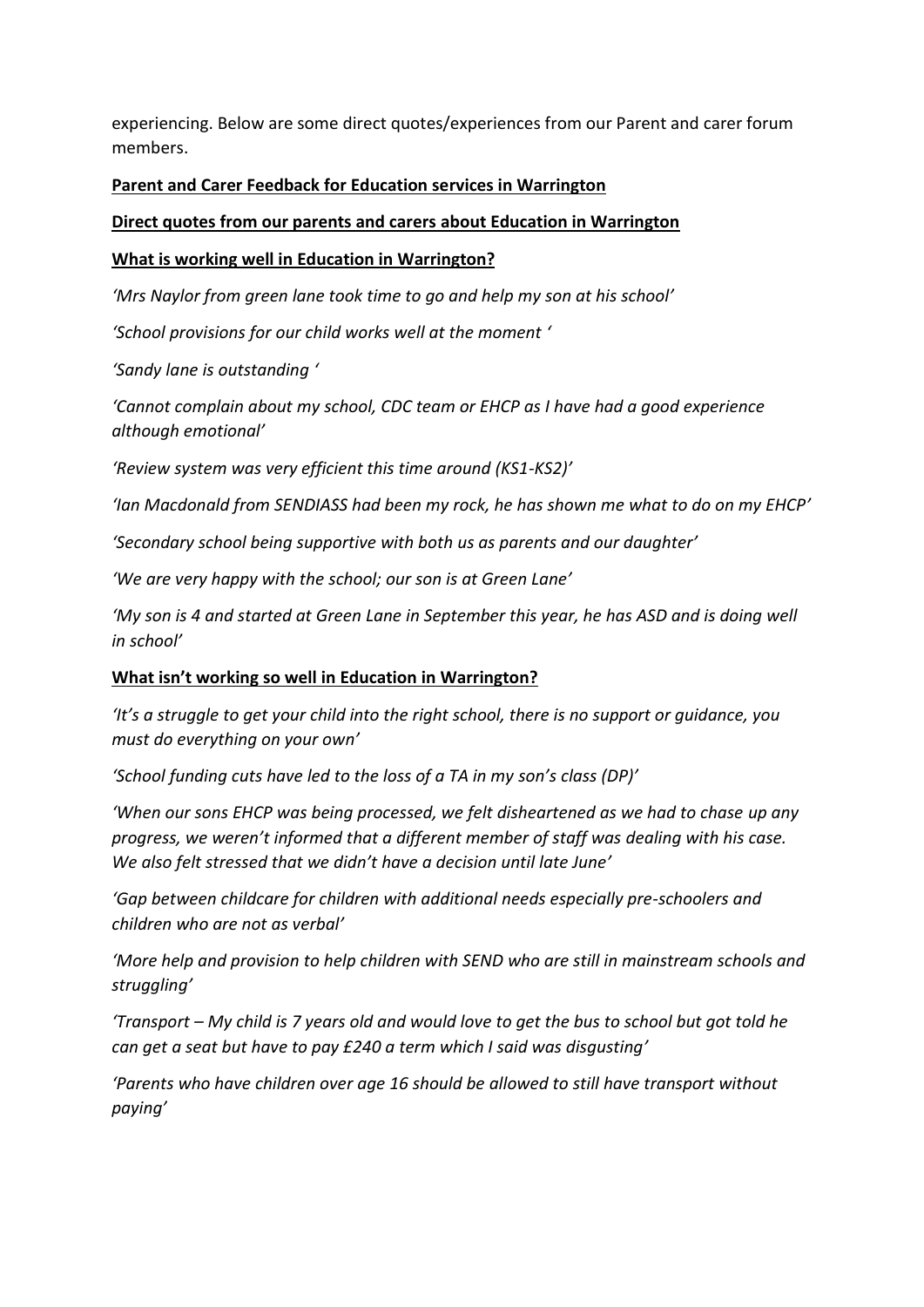experiencing. Below are some direct quotes/experiences from our Parent and carer forum members.

**Parent and Carer Feedback for Education services in Warrington**

**Direct quotes from our parents and carers about Education in Warrington**

**What is working well in Education in Warrington?**

*'Mrs Naylor from green lane took time to go and help my son at his school'*

*'School provisions for our child works well at the moment '*

*'Sandy lane is outstanding '*

*'Cannot complain about my school, CDC team or EHCP as I have had a good experience although emotional'*

*'Review system was very efficient this time around (KS1-KS2)'*

*'Ian Macdonald from SENDIASS had been my rock, he has shown me what to do on my EHCP'*

*'Secondary school being supportive with both us as parents and our daughter'*

*'We are very happy with the school; our son is at Green Lane'*

*'My son is 4 and started at Green Lane in September this year, he has ASD and is doing well in school'*

**What isn't working so well in Education in Warrington?**

*'It's a struggle to get your child into the right school, there is no support or guidance, you must do everything on your own'*

*'School funding cuts have led to the loss of a TA in my son's class (DP)'*

*'When our sons EHCP was being processed, we felt disheartened as we had to chase up any progress, we weren't informed that a different member of staff was dealing with his case. We also felt stressed that we didn't have a decision until late June'*

*'Gap between childcare for children with additional needs especially pre-schoolers and children who are not as verbal'*

*'More help and provision to help children with SEND who are still in mainstream schools and struggling'*

*'Transport – My child is 7 years old and would love to get the bus to school but got told he can get a seat but have to pay £240 a term which I said was disgusting'*

*'Parents who have children over age 16 should be allowed to still have transport without paying'*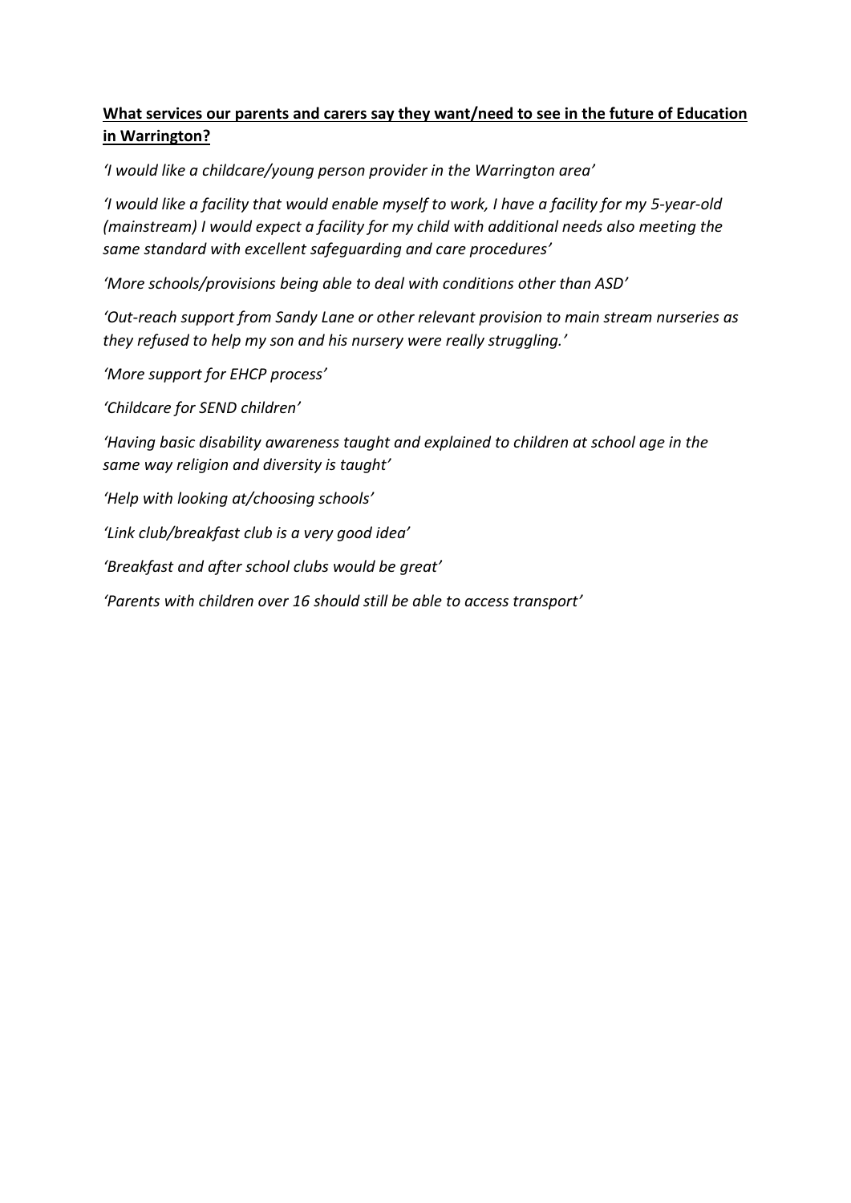**<u>What services our parents and carers say they want/need to see in the future of Education in Warrington?</u>**

*'I would like a childcare/young person provider in the Warrington area'*

*'I would like a facility that would enable myself to work, I have a facility for my 5-year-old (mainstream) I would expect a facility for my child with additional needs also meeting the same standard with excellent safeguarding and care procedures'*

*'More schools/provisions being able to deal with conditions other than ASD'*

*'Out-reach support from Sandy Lane or other relevant provision to main stream nurseries as they refused to help my son and his nursery were really struggling.'*

*'More support for EHCP process'*

*'Childcare for SEND children'*

*'Having basic disability awareness taught and explained to children at school age in the same way religion and diversity is taught'*

*'Help with looking at/choosing schools'*

*'Link club/breakfast club is a very good idea'*

*'Breakfast and after school clubs would be great'*

*'Parents with children over 16 should still be able to access transport'*